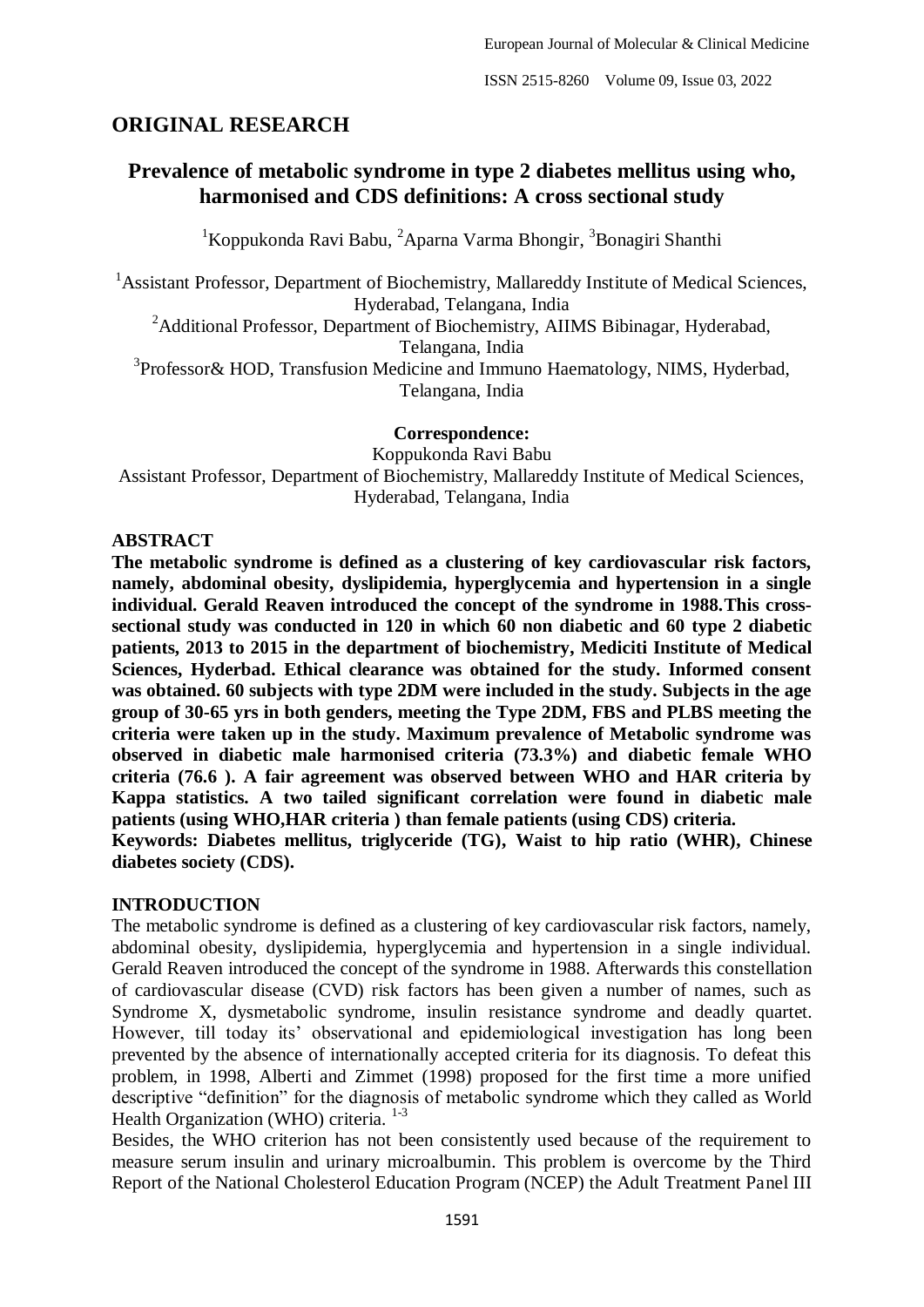## ORIGINAL RESEARCH

# Prevalence of metabolic syndrome in type 2 diabetes mellitus using who, harmonised and CDS definitions: A cross sectional study

[1]Koppukonda Ravi Babu, [2]Aparna Varma Bhongir, [3]Bonagiri Shanthi

[1]Assistant Professor, Department of Biochemistry, Mallareddy Institute of Medical Sciences, Hyderabad, Telangana, India

[2]Additional Professor, Department of Biochemistry, AIIMS Bibinagar, Hyderabad, Telangana, India

[3]Professor& HOD, Transfusion Medicine and Immuno Haematology, NIMS, Hyderbad, Telangana, India

**Correspondence:**

Koppukonda Ravi Babu

Assistant Professor, Department of Biochemistry, Mallareddy Institute of Medical Sciences, Hyderabad, Telangana, India

## ABSTRACT

**The metabolic syndrome is defined as a clustering of key cardiovascular risk factors, namely, abdominal obesity, dyslipidemia, hyperglycemia and hypertension in a single individual. Gerald Reaven introduced the concept of the syndrome in 1988.This cross-sectional study was conducted in 120 in which 60 non diabetic and 60 type 2 diabetic patients, 2013 to 2015 in the department of biochemistry, Mediciti Institute of Medical Sciences, Hyderbad. Ethical clearance was obtained for the study. Informed consent was obtained. 60 subjects with type 2DM were included in the study. Subjects in the age group of 30-65 yrs in both genders, meeting the Type 2DM, FBS and PLBS meeting the criteria were taken up in the study. Maximum prevalence of Metabolic syndrome was observed in diabetic male harmonised criteria (73.3%) and diabetic female WHO criteria (76.6 ). A fair agreement was observed between WHO and HAR criteria by Kappa statistics. A two tailed significant correlation were found in diabetic male patients (using WHO,HAR criteria ) than female patients (using CDS) criteria.**

**Keywords: Diabetes mellitus, triglyceride (TG), Waist to hip ratio (WHR), Chinese diabetes society (CDS).**

## INTRODUCTION

The metabolic syndrome is defined as a clustering of key cardiovascular risk factors, namely, abdominal obesity, dyslipidemia, hyperglycemia and hypertension in a single individual. Gerald Reaven introduced the concept of the syndrome in 1988. Afterwards this constellation of cardiovascular disease (CVD) risk factors has been given a number of names, such as Syndrome X, dysmetabolic syndrome, insulin resistance syndrome and deadly quartet. However, till today its' observational and epidemiological investigation has long been prevented by the absence of internationally accepted criteria for its diagnosis. To defeat this problem, in 1998, Alberti and Zimmet (1998) proposed for the first time a more unified descriptive "definition" for the diagnosis of metabolic syndrome which they called as World Health Organization (WHO) criteria. [1-3]

Besides, the WHO criterion has not been consistently used because of the requirement to measure serum insulin and urinary microalbumin. This problem is overcome by the Third Report of the National Cholesterol Education Program (NCEP) the Adult Treatment Panel III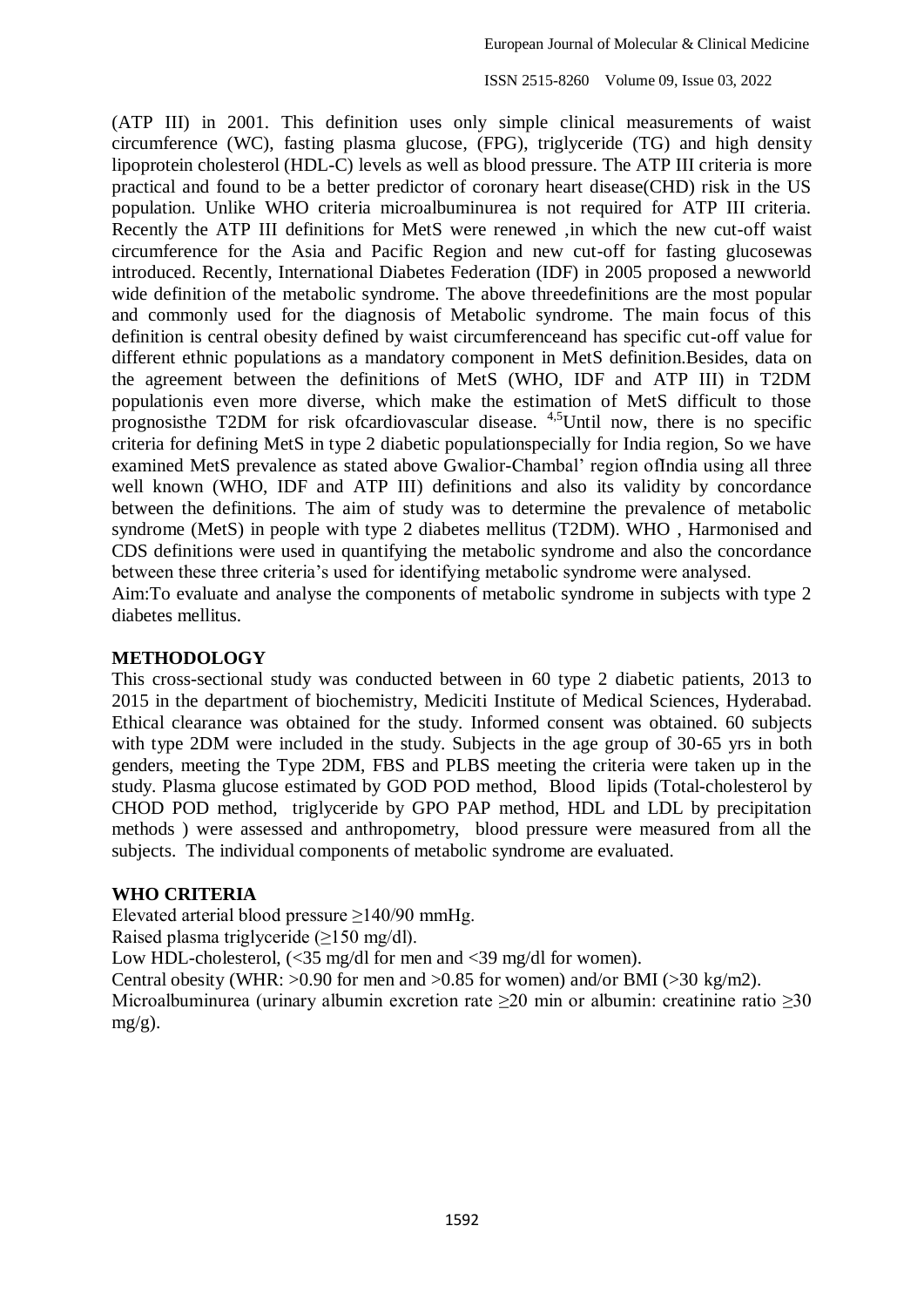(ATP III) in 2001. This definition uses only simple clinical measurements of waist circumference (WC), fasting plasma glucose, (FPG), triglyceride (TG) and high density lipoprotein cholesterol (HDL-C) levels as well as blood pressure. The ATP III criteria is more practical and found to be a better predictor of coronary heart disease(CHD) risk in the US population. Unlike WHO criteria microalbuminurea is not required for ATP III criteria. Recently the ATP III definitions for MetS were renewed ,in which the new cut-off waist circumference for the Asia and Pacific Region and new cut-off for fasting glucosewas introduced. Recently, International Diabetes Federation (IDF) in 2005 proposed a newworld wide definition of the metabolic syndrome. The above threedefinitions are the most popular and commonly used for the diagnosis of Metabolic syndrome. The main focus of this definition is central obesity defined by waist circumferenceand has specific cut-off value for different ethnic populations as a mandatory component in MetS definition.Besides, data on the agreement between the definitions of MetS (WHO, IDF and ATP III) in T2DM populationis even more diverse, which make the estimation of MetS difficult to those prognosisthe T2DM for risk ofcardiovascular disease. [4,5]Until now, there is no specific criteria for defining MetS in type 2 diabetic populationspecially for India region, So we have examined MetS prevalence as stated above Gwalior-Chambal' region ofIndia using all three well known (WHO, IDF and ATP III) definitions and also its validity by concordance between the definitions. The aim of study was to determine the prevalence of metabolic syndrome (MetS) in people with type 2 diabetes mellitus (T2DM). WHO , Harmonised and CDS definitions were used in quantifying the metabolic syndrome and also the concordance between these three criteria's used for identifying metabolic syndrome were analysed.

Aim:To evaluate and analyse the components of metabolic syndrome in subjects with type 2 diabetes mellitus.

## METHODOLOGY

This cross-sectional study was conducted between in 60 type 2 diabetic patients, 2013 to 2015 in the department of biochemistry, Mediciti Institute of Medical Sciences, Hyderabad. Ethical clearance was obtained for the study. Informed consent was obtained. 60 subjects with type 2DM were included in the study. Subjects in the age group of 30-65 yrs in both genders, meeting the Type 2DM, FBS and PLBS meeting the criteria were taken up in the study. Plasma glucose estimated by GOD POD method, Blood lipids (Total-cholesterol by CHOD POD method, triglyceride by GPO PAP method, HDL and LDL by precipitation methods ) were assessed and anthropometry, blood pressure were measured from all the subjects. The individual components of metabolic syndrome are evaluated.

## WHO CRITERIA

Elevated arterial blood pressure ≥140/90 mmHg.

Raised plasma triglyceride (≥150 mg/dl).

Low HDL-cholesterol, (<35 mg/dl for men and <39 mg/dl for women).

Central obesity (WHR: >0.90 for men and >0.85 for women) and/or BMI (>30 kg/m2).

Microalbuminurea (urinary albumin excretion rate ≥20 min or albumin: creatinine ratio ≥30 mg/g).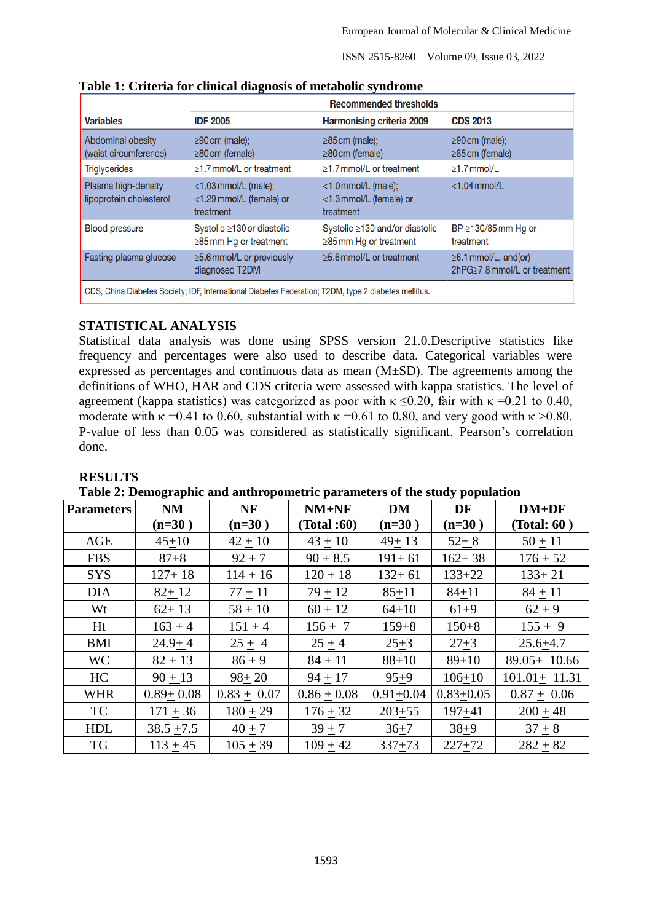**Table 1: Criteria for clinical diagnosis of metabolic syndrome**

| | Recommended thresholds | | |
|---|---|---|---|
| **Variables** | **IDF 2005** | **Harmonising criteria 2009** | **CDS 2013** |
| Abdominal obesity (waist circumference) | ≥90 cm (male); ≥80 cm (female) | ≥85 cm (male); ≥80 cm (female) | ≥90 cm (male); ≥85 cm (female) |
| Triglycerides | ≥1.7 mmol/L or treatment | ≥1.7 mmol/L or treatment | ≥1.7 mmol/L |
| Plasma high-density lipoprotein cholesterol | <1.03 mmol/L (male); <1.29 mmol/L (female) or treatment | <1.0 mmol/L (male); <1.3 mmol/L (female) or treatment | <1.04 mmol/L |
| Blood pressure | Systolic ≥130 or diastolic ≥85 mm Hg or treatment | Systolic ≥130 and/or diastolic ≥85 mm Hg or treatment | BP ≥130/85 mm Hg or treatment |
| Fasting plasma glucose | ≥5.6 mmol/L or previously diagnosed T2DM | ≥5.6 mmol/L or treatment | ≥6.1 mmol/L, and(or) 2hPG≥7.8 mmol/L or treatment |

CDS, China Diabetes Society; IDF, International Diabetes Federation; T2DM, type 2 diabetes mellitus.

## STATISTICAL ANALYSIS

Statistical data analysis was done using SPSS version 21.0.Descriptive statistics like frequency and percentages were also used to describe data. Categorical variables were expressed as percentages and continuous data as mean (M±SD). The agreements among the definitions of WHO, HAR and CDS criteria were assessed with kappa statistics. The level of agreement (kappa statistics) was categorized as poor with $\kappa \leq 0.20$, fair with $\kappa = 0.21$ to 0.40, moderate with $\kappa = 0.41$ to 0.60, substantial with $\kappa = 0.61$ to 0.80, and very good with $\kappa > 0.80$. P-value of less than 0.05 was considered as statistically significant. Pearson's correlation done.

## RESULTS

**Table 2: Demographic and anthropometric parameters of the study population**

| Parameters | NM (n=30 ) | NF (n=30 ) | NM+NF (Total :60) | DM (n=30 ) | DF (n=30 ) | DM+DF (Total: 60 ) |
|---|---|---|---|---|---|---|
| AGE | 45±10 | 42 ± 10 | 43 ± 10 | 49± 13 | 52± 8 | 50 ± 11 |
| FBS | 87±8 | 92 ± 7 | 90 ± 8.5 | 191± 61 | 162± 38 | 176 ± 52 |
| SYS | 127± 18 | 114 ± 16 | 120 ± 18 | 132± 61 | 133±22 | 133± 21 |
| DIA | 82± 12 | 77 ± 11 | 79 ± 12 | 85±11 | 84±11 | 84 ± 11 |
| Wt | 62± 13 | 58 ± 10 | 60 ± 12 | 64±10 | 61±9 | 62 ± 9 |
| Ht | 163 ± 4 | 151 ± 4 | 156 ± 7 | 159±8 | 150±8 | 155 ± 9 |
| BMI | 24.9± 4 | 25 ± 4 | 25 ± 4 | 25±3 | 27±3 | 25.6±4.7 |
| WC | 82 ± 13 | 86 ± 9 | 84 ± 11 | 88±10 | 89±10 | 89.05± 10.66 |
| HC | 90 ± 13 | 98± 20 | 94 ± 17 | 95±9 | 106±10 | 101.01± 11.31 |
| WHR | 0.89± 0.08 | 0.83 ± 0.07 | 0.86 ± 0.08 | 0.91±0.04 | 0.83±0.05 | 0.87 ± 0.06 |
| TC | 171 ± 36 | 180 ± 29 | 176 ± 32 | 203±55 | 197±41 | 200 ± 48 |
| HDL | 38.5 ±7.5 | 40 ± 7 | 39 ± 7 | 36±7 | 38±9 | 37 ± 8 |
| TG | 113 ± 45 | 105 ± 39 | 109 ± 42 | 337±73 | 227±72 | 282 ± 82 |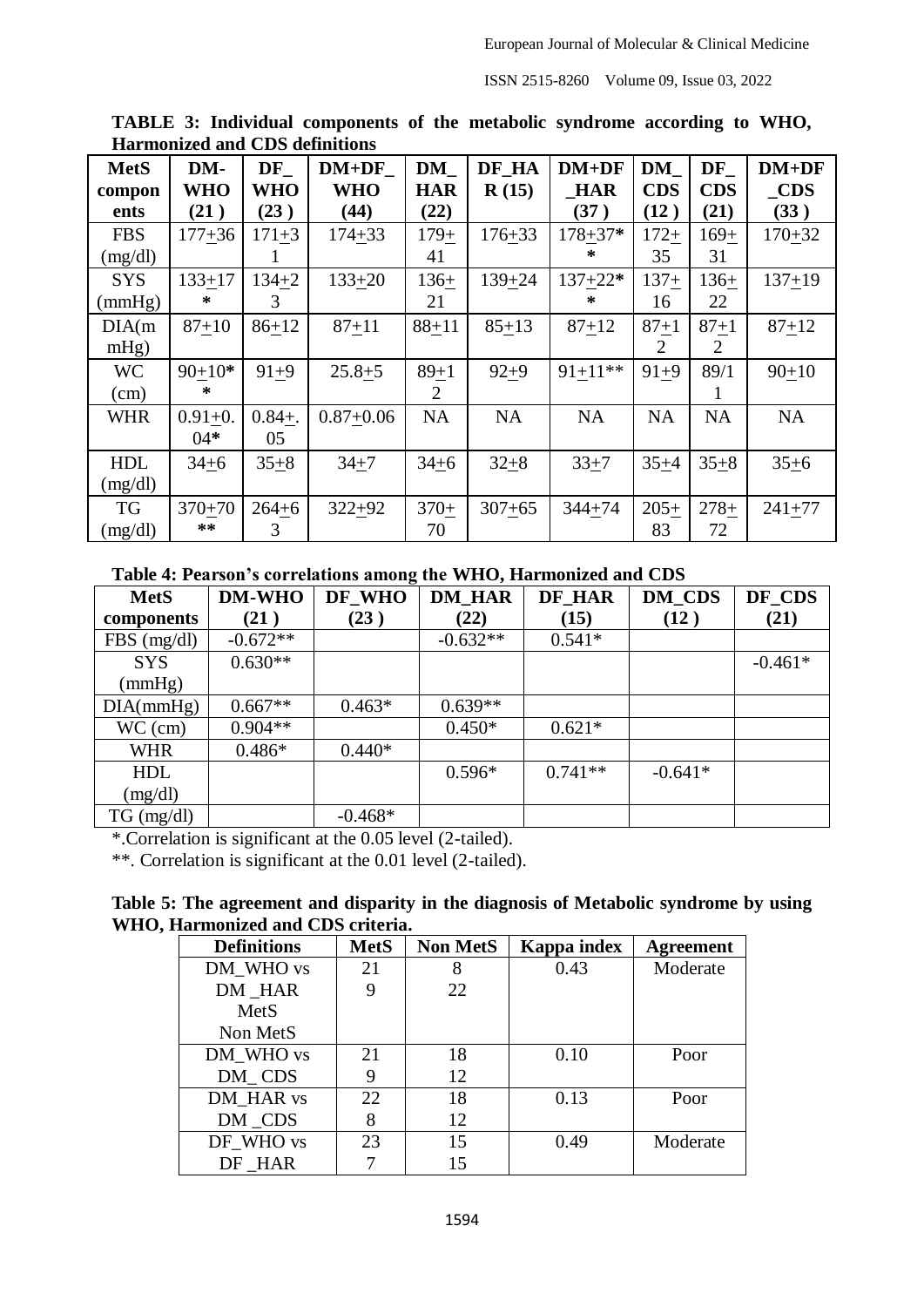**TABLE 3: Individual components of the metabolic syndrome according to WHO, Harmonized and CDS definitions**

| MetS components | DM-WHO (21 ) | DF_ WHO (23 ) | DM+DF_ WHO (44) | DM_ HAR (22) | DF_HAR (15) | DM+DF _HAR (37 ) | DM_ CDS (12 ) | DF_ CDS (21) | DM+DF _CDS (33 ) |
|---|---|---|---|---|---|---|---|---|---|
| FBS (mg/dl) | 177+36 | 171+31 | 174+33 | 179+41 | 176+33 | 178+37** | 172+35 | 169+31 | 170+32 |
| SYS (mmHg) | 133+17* | 134+23 | 133+20 | 136+21 | 139+24 | 137+22** | 137+16 | 136+22 | 137+19 |
| DIA(mmHg) | 87+10 | 86+12 | 87+11 | 88+11 | 85+13 | 87+12 | 87+12 | 87+12 | 87+12 |
| WC (cm) | 90+10** | 91+9 | 25.8+5 | 89+12 | 92+9 | 91+11** | 91+9 | 89/11 | 90+10 |
| WHR | 0.91+0.04* | 0.84+.05 | 0.87+0.06 | NA | NA | NA | NA | NA | NA |
| HDL (mg/dl) | 34+6 | 35+8 | 34+7 | 34+6 | 32+8 | 33+7 | 35+4 | 35+8 | 35+6 |
| TG (mg/dl) | 370+70** | 264+63 | 322+92 | 370+70 | 307+65 | 344+74 | 205+83 | 278+72 | 241+77 |

**Table 4: Pearson's correlations among the WHO, Harmonized and CDS**

| MetS components | DM-WHO (21 ) | DF_WHO (23 ) | DM_HAR (22) | DF_HAR (15) | DM_CDS (12 ) | DF_CDS (21) |
|---|---|---|---|---|---|---|
| FBS (mg/dl) | -0.672** | | -0.632** | 0.541* | | |
| SYS (mmHg) | 0.630** | | | | | -0.461* |
| DIA(mmHg) | 0.667** | 0.463* | 0.639** | | | |
| WC (cm) | 0.904** | | 0.450* | 0.621* | | |
| WHR | 0.486* | 0.440* | | | | |
| HDL (mg/dl) | | | 0.596* | 0.741** | -0.641* | |
| TG (mg/dl) | | -0.468* | | | | |

*.Correlation is significant at the 0.05 level (2-tailed).

**. Correlation is significant at the 0.01 level (2-tailed).

**Table 5: The agreement and disparity in the diagnosis of Metabolic syndrome by using WHO, Harmonized and CDS criteria.**

| Definitions | MetS | Non MetS | Kappa index | Agreement |
|---|---|---|---|---|
| DM_WHO vs DM _HAR MetS Non MetS | 21<br>9 | 8<br>22 | 0.43 | Moderate |
| DM_WHO vs DM_ CDS | 21<br>9 | 18<br>12 | 0.10 | Poor |
| DM_HAR vs DM _CDS | 22<br>8 | 18<br>12 | 0.13 | Poor |
| DF_WHO vs DF _HAR | 23<br>7 | 15<br>15 | 0.49 | Moderate |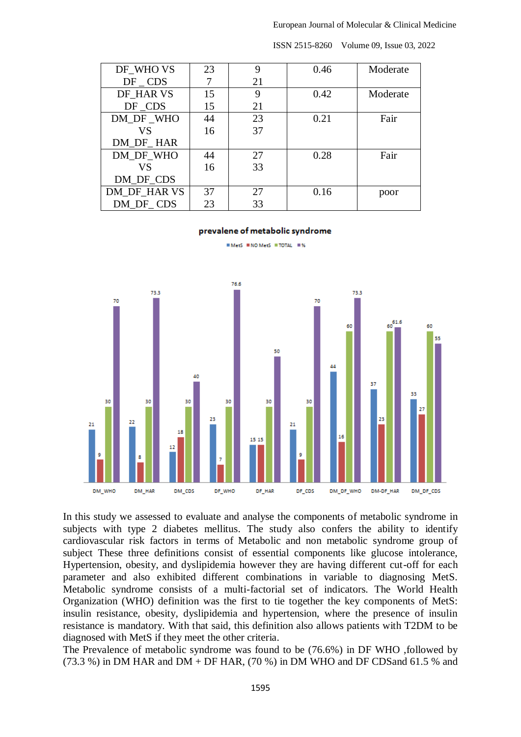| | | | | |
|---|---|---|---|---|
| DF_WHO VS DF _ CDS | 23 7 | 9 21 | 0.46 | Moderate |
| DF_HAR VS DF _CDS | 15 15 | 9 21 | 0.42 | Moderate |
| DM_DF _WHO VS DM_DF_ HAR | 44 16 | 23 37 | 0.21 | Fair |
| DM_DF_WHO VS DM_DF_CDS | 44 16 | 27 33 | 0.28 | Fair |
| DM_DF_HAR VS DM_DF_ CDS | 37 23 | 27 33 | 0.16 | poor |

**prevalene of metabolic syndrome**

In this study we assessed to evaluate and analyse the components of metabolic syndrome in subjects with type 2 diabetes mellitus. The study also confers the ability to identify cardiovascular risk factors in terms of Metabolic and non metabolic syndrome group of subject These three definitions consist of essential components like glucose intolerance, Hypertension, obesity, and dyslipidemia however they are having different cut-off for each parameter and also exhibited different combinations in variable to diagnosing MetS. Metabolic syndrome consists of a multi-factorial set of indicators. The World Health Organization (WHO) definition was the first to tie together the key components of MetS: insulin resistance, obesity, dyslipidemia and hypertension, where the presence of insulin resistance is mandatory. With that said, this definition also allows patients with T2DM to be diagnosed with MetS if they meet the other criteria.

The Prevalence of metabolic syndrome was found to be (76.6%) in DF WHO ,followed by (73.3 %) in DM HAR and DM + DF HAR, (70 %) in DM WHO and DF CDSand 61.5 % and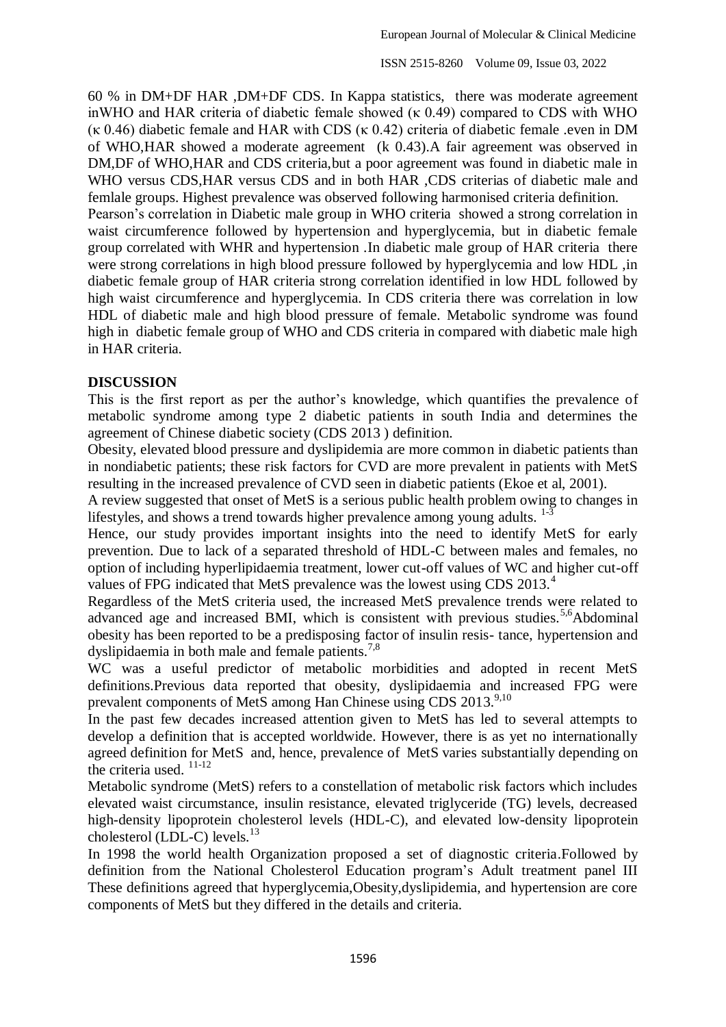60 % in DM+DF HAR ,DM+DF CDS. In Kappa statistics, there was moderate agreement inWHO and HAR criteria of diabetic female showed ($\kappa$ 0.49) compared to CDS with WHO ($\kappa$ 0.46) diabetic female and HAR with CDS ($\kappa$ 0.42) criteria of diabetic female .even in DM of WHO,HAR showed a moderate agreement (k 0.43).A fair agreement was observed in DM,DF of WHO,HAR and CDS criteria,but a poor agreement was found in diabetic male in WHO versus CDS,HAR versus CDS and in both HAR ,CDS criterias of diabetic male and femlale groups. Highest prevalence was observed following harmonised criteria definition.

Pearson's correlation in Diabetic male group in WHO criteria showed a strong correlation in waist circumference followed by hypertension and hyperglycemia, but in diabetic female group correlated with WHR and hypertension .In diabetic male group of HAR criteria there were strong correlations in high blood pressure followed by hyperglycemia and low HDL ,in diabetic female group of HAR criteria strong correlation identified in low HDL followed by high waist circumference and hyperglycemia. In CDS criteria there was correlation in low HDL of diabetic male and high blood pressure of female. Metabolic syndrome was found high in diabetic female group of WHO and CDS criteria in compared with diabetic male high in HAR criteria.

## DISCUSSION

This is the first report as per the author's knowledge, which quantifies the prevalence of metabolic syndrome among type 2 diabetic patients in south India and determines the agreement of Chinese diabetic society (CDS 2013 ) definition.

Obesity, elevated blood pressure and dyslipidemia are more common in diabetic patients than in nondiabetic patients; these risk factors for CVD are more prevalent in patients with MetS resulting in the increased prevalence of CVD seen in diabetic patients (Ekoe et al, 2001).

A review suggested that onset of MetS is a serious public health problem owing to changes in lifestyles, and shows a trend towards higher prevalence among young adults. [1-3]

Hence, our study provides important insights into the need to identify MetS for early prevention. Due to lack of a separated threshold of HDL-C between males and females, no option of including hyperlipidaemia treatment, lower cut-off values of WC and higher cut-off values of FPG indicated that MetS prevalence was the lowest using CDS 2013.[4]

Regardless of the MetS criteria used, the increased MetS prevalence trends were related to advanced age and increased BMI, which is consistent with previous studies.[5,6]Abdominal obesity has been reported to be a predisposing factor of insulin resis- tance, hypertension and dyslipidaemia in both male and female patients.[7,8]

WC was a useful predictor of metabolic morbidities and adopted in recent MetS definitions.Previous data reported that obesity, dyslipidaemia and increased FPG were prevalent components of MetS among Han Chinese using CDS 2013.[9,10]

In the past few decades increased attention given to MetS has led to several attempts to develop a definition that is accepted worldwide. However, there is as yet no internationally agreed definition for MetS and, hence, prevalence of MetS varies substantially depending on the criteria used. [11-12]

Metabolic syndrome (MetS) refers to a constellation of metabolic risk factors which includes elevated waist circumstance, insulin resistance, elevated triglyceride (TG) levels, decreased high-density lipoprotein cholesterol levels (HDL-C), and elevated low-density lipoprotein cholesterol (LDL-C) levels.[13]

In 1998 the world health Organization proposed a set of diagnostic criteria.Followed by definition from the National Cholesterol Education program's Adult treatment panel III These definitions agreed that hyperglycemia,Obesity,dyslipidemia, and hypertension are core components of MetS but they differed in the details and criteria.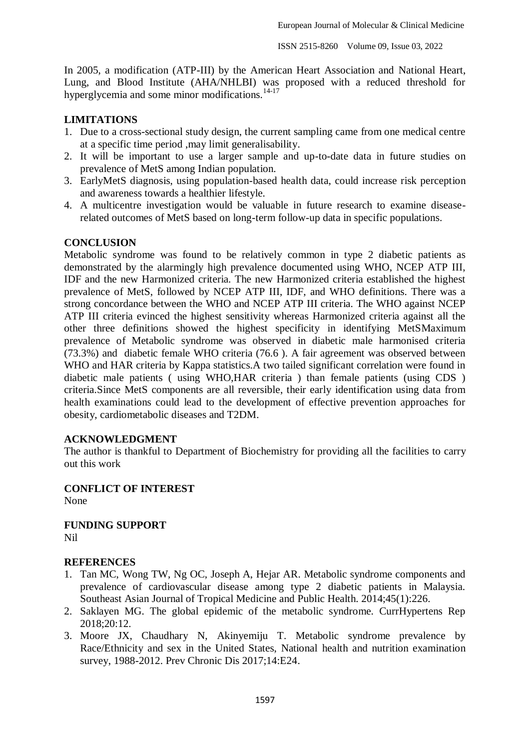In 2005, a modification (ATP-III) by the American Heart Association and National Heart, Lung, and Blood Institute (AHA/NHLBI) was proposed with a reduced threshold for hyperglycemia and some minor modifications.[14-17]

## LIMITATIONS

1. Due to a cross-sectional study design, the current sampling came from one medical centre at a specific time period ,may limit generalisability.
2. It will be important to use a larger sample and up-to-date data in future studies on prevalence of MetS among Indian population.
3. EarlyMetS diagnosis, using population-based health data, could increase risk perception and awareness towards a healthier lifestyle.
4. A multicentre investigation would be valuable in future research to examine disease-related outcomes of MetS based on long-term follow-up data in specific populations.

## CONCLUSION

Metabolic syndrome was found to be relatively common in type 2 diabetic patients as demonstrated by the alarmingly high prevalence documented using WHO, NCEP ATP III, IDF and the new Harmonized criteria. The new Harmonized criteria established the highest prevalence of MetS, followed by NCEP ATP III, IDF, and WHO definitions. There was a strong concordance between the WHO and NCEP ATP III criteria. The WHO against NCEP ATP III criteria evinced the highest sensitivity whereas Harmonized criteria against all the other three definitions showed the highest specificity in identifying MetSMaximum prevalence of Metabolic syndrome was observed in diabetic male harmonised criteria (73.3%) and diabetic female WHO criteria (76.6 ). A fair agreement was observed between WHO and HAR criteria by Kappa statistics.A two tailed significant correlation were found in diabetic male patients ( using WHO,HAR criteria ) than female patients (using CDS ) criteria.Since MetS components are all reversible, their early identification using data from health examinations could lead to the development of effective prevention approaches for obesity, cardiometabolic diseases and T2DM.

## ACKNOWLEDGMENT

The author is thankful to Department of Biochemistry for providing all the facilities to carry out this work

## CONFLICT OF INTEREST

None

## FUNDING SUPPORT

Nil

## REFERENCES

1. Tan MC, Wong TW, Ng OC, Joseph A, Hejar AR. Metabolic syndrome components and prevalence of cardiovascular disease among type 2 diabetic patients in Malaysia. Southeast Asian Journal of Tropical Medicine and Public Health. 2014;45(1):226.
2. Saklayen MG. The global epidemic of the metabolic syndrome. CurrHypertens Rep 2018;20:12.
3. Moore JX, Chaudhary N, Akinyemiju T. Metabolic syndrome prevalence by Race/Ethnicity and sex in the United States, National health and nutrition examination survey, 1988-2012. Prev Chronic Dis 2017;14:E24.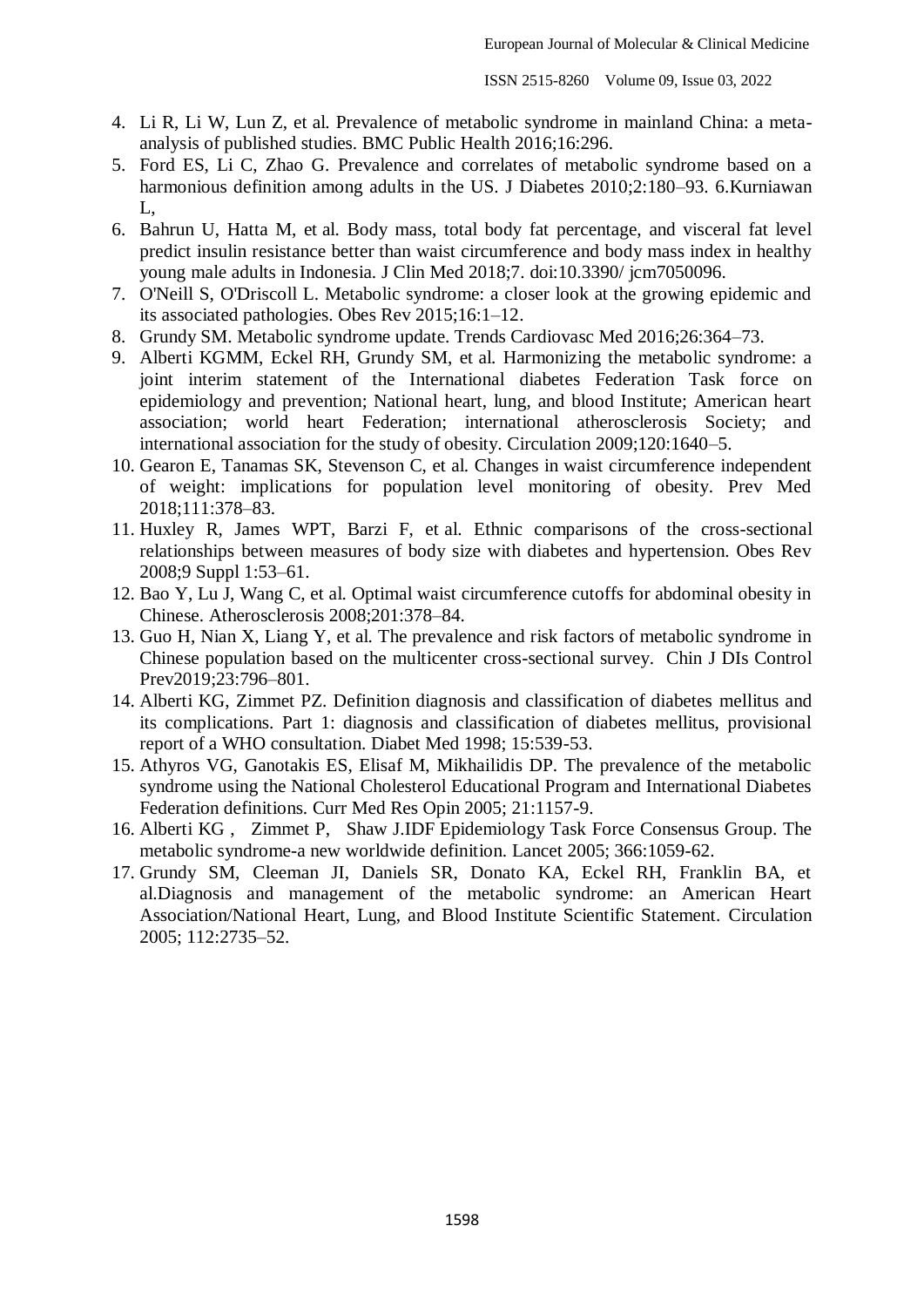4. Li R, Li W, Lun Z, et al. Prevalence of metabolic syndrome in mainland China: a meta-analysis of published studies. BMC Public Health 2016;16:296.
5. Ford ES, Li C, Zhao G. Prevalence and correlates of metabolic syndrome based on a harmonious definition among adults in the US. J Diabetes 2010;2:180–93. 6.Kurniawan L,
6. Bahrun U, Hatta M, et al. Body mass, total body fat percentage, and visceral fat level predict insulin resistance better than waist circumference and body mass index in healthy young male adults in Indonesia. J Clin Med 2018;7. doi:10.3390/ jcm7050096.
7. O'Neill S, O'Driscoll L. Metabolic syndrome: a closer look at the growing epidemic and its associated pathologies. Obes Rev 2015;16:1–12.
8. Grundy SM. Metabolic syndrome update. Trends Cardiovasc Med 2016;26:364–73.
9. Alberti KGMM, Eckel RH, Grundy SM, et al. Harmonizing the metabolic syndrome: a joint interim statement of the International diabetes Federation Task force on epidemiology and prevention; National heart, lung, and blood Institute; American heart association; world heart Federation; international atherosclerosis Society; and international association for the study of obesity. Circulation 2009;120:1640–5.
10. Gearon E, Tanamas SK, Stevenson C, et al. Changes in waist circumference independent of weight: implications for population level monitoring of obesity. Prev Med 2018;111:378–83.
11. Huxley R, James WPT, Barzi F, et al. Ethnic comparisons of the cross-sectional relationships between measures of body size with diabetes and hypertension. Obes Rev 2008;9 Suppl 1:53–61.
12. Bao Y, Lu J, Wang C, et al. Optimal waist circumference cutoffs for abdominal obesity in Chinese. Atherosclerosis 2008;201:378–84.
13. Guo H, Nian X, Liang Y, et al. The prevalence and risk factors of metabolic syndrome in Chinese population based on the multicenter cross-sectional survey. Chin J DIs Control Prev2019;23:796–801.
14. Alberti KG, Zimmet PZ. Definition diagnosis and classification of diabetes mellitus and its complications. Part 1: diagnosis and classification of diabetes mellitus, provisional report of a WHO consultation. Diabet Med 1998; 15:539-53.
15. Athyros VG, Ganotakis ES, Elisaf M, Mikhailidis DP. The prevalence of the metabolic syndrome using the National Cholesterol Educational Program and International Diabetes Federation definitions. Curr Med Res Opin 2005; 21:1157-9.
16. Alberti KG , Zimmet P, Shaw J.IDF Epidemiology Task Force Consensus Group. The metabolic syndrome-a new worldwide definition. Lancet 2005; 366:1059-62.
17. Grundy SM, Cleeman JI, Daniels SR, Donato KA, Eckel RH, Franklin BA, et al.Diagnosis and management of the metabolic syndrome: an American Heart Association/National Heart, Lung, and Blood Institute Scientific Statement. Circulation 2005; 112:2735–52.